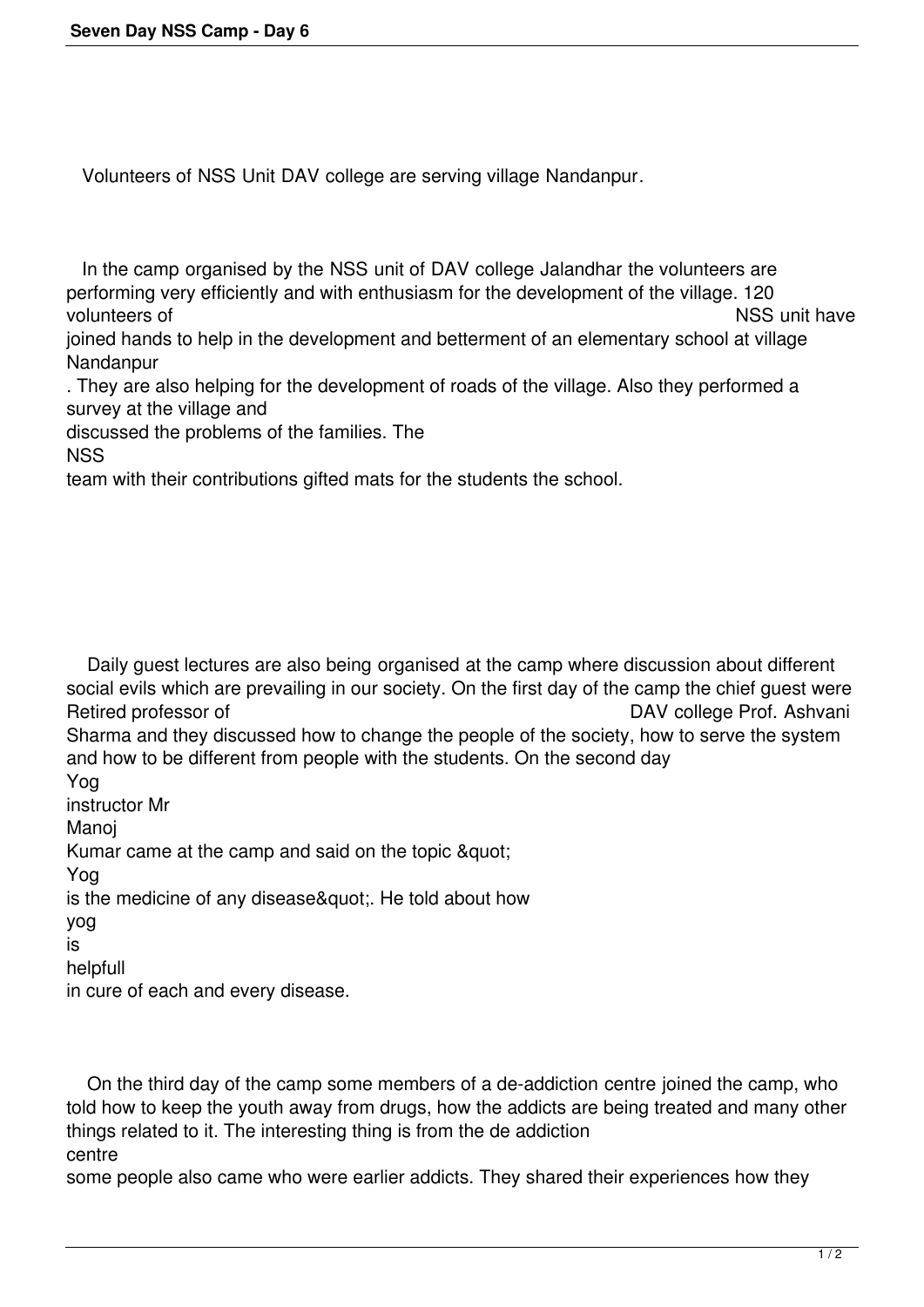Volunteers of NSS Unit DAV college are serving village Nandanpur.

In the camp organised by the NSS unit of DAV college Jalandhar the volunteers are performing very efficiently and with enthusiasm for the development of the village. 120 volunteers of NSS unit have joined hands to help in the development and betterment of an elementary school at village Nandanpur. They are also helping for the development of roads of the village. Also they performed a survey at the village and discussed the problems of the families. The NSS team with their contributions gifted mats for the students the school.

Daily guest lectures are also being organised at the camp where discussion about different social evils which are prevailing in our society. On the first day of the camp the chief guest were Retired professor of DAV college Prof. Ashvani Sharma and they discussed how to change the people of the society, how to serve the system and how to be different from people with the students. On the second day Yog instructor Mr Manoj Kumar came at the camp and said on the topic &quot; Yog is the medicine of any disease&quot;. He told about how yog is helpfull in cure of each and every disease.

On the third day of the camp some members of a de-addiction centre joined the camp, who told how to keep the youth away from drugs, how the addicts are being treated and many other things related to it. The interesting thing is from the de addiction centre some people also came who were earlier addicts. They shared their experiences how they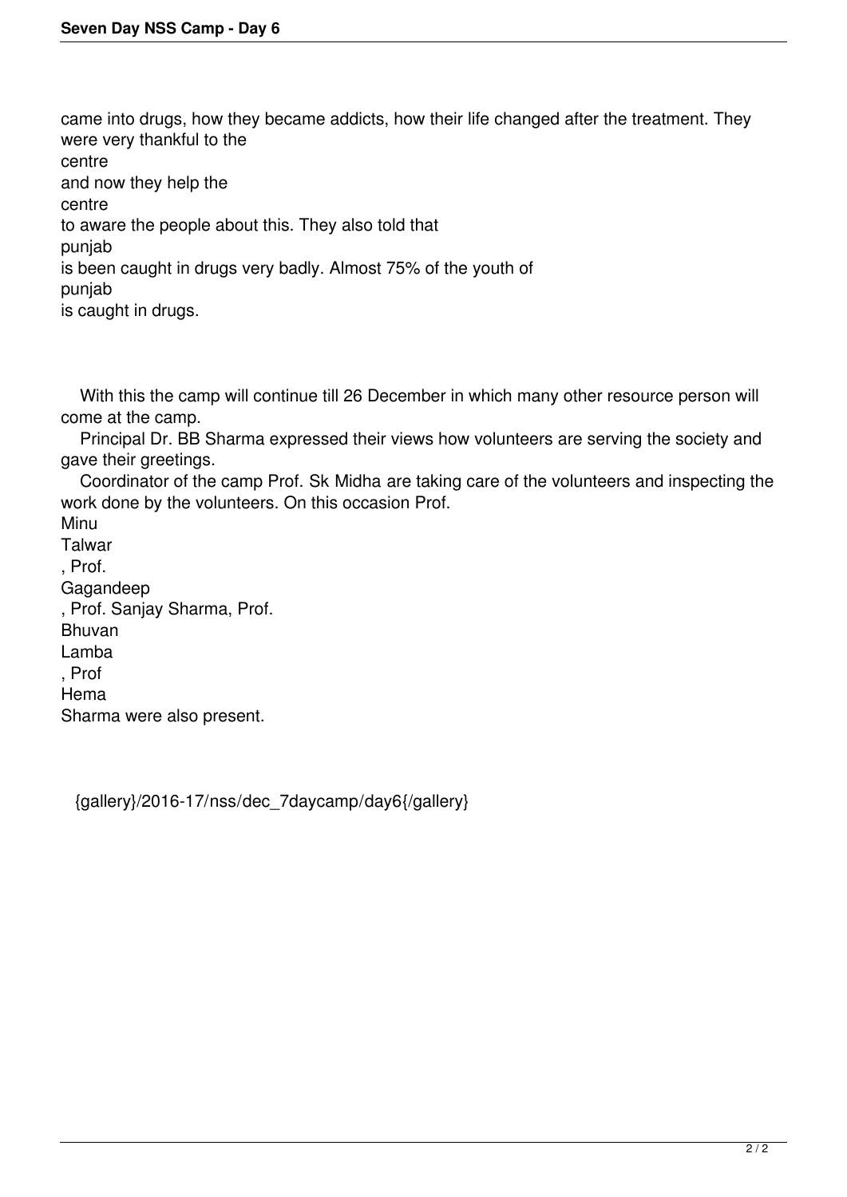came into drugs, how they became addicts, how their life changed after the treatment. They were very thankful to the centre and now they help the centre to aware the people about this. They also told that punjab is been caught in drugs very badly. Almost 75% of the youth of punjab is caught in drugs.

With this the camp will continue till 26 December in which many other resource person will come at the camp.

Principal Dr. BB Sharma expressed their views how volunteers are serving the society and gave their greetings.

Coordinator of the camp Prof. Sk Midha are taking care of the volunteers and inspecting the work done by the volunteers. On this occasion Prof. Minu Talwar, Prof. Gagandeep, Prof. Sanjay Sharma, Prof. Bhuvan Lamba, Prof Hema Sharma were also present.

{gallery}/2016-17/nss/dec_7daycamp/day6{/gallery}